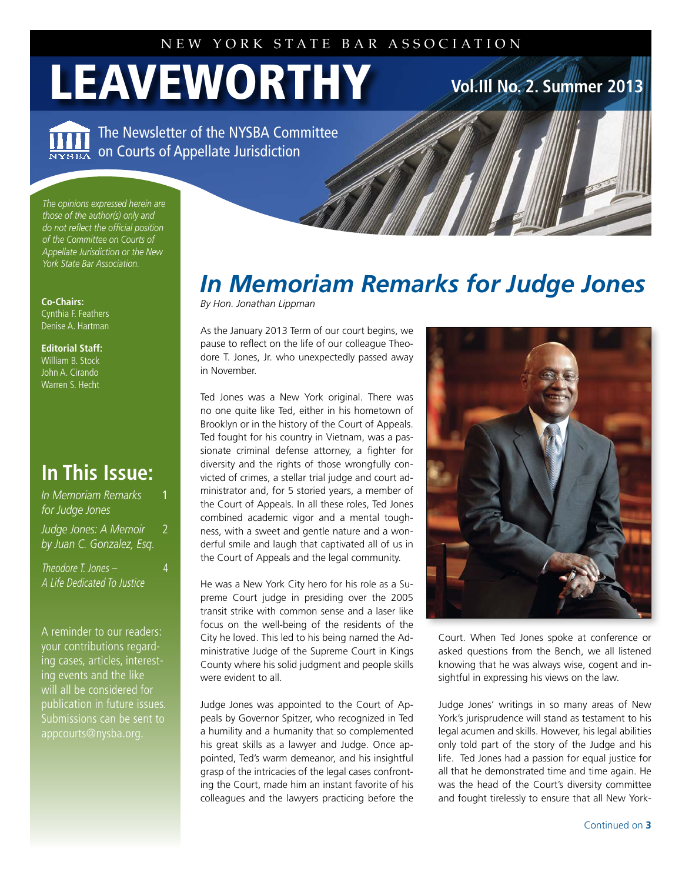NEW YORK STATE BAR ASSOCIATION

# LEAVEWORTHY

**Vol.III No. 2. Summer 2013**

The Newsletter of the NYSBA Committee on Courts of Appellate Jurisdiction

*The opinions expressed herein are those of the author(s) only and do not reflect the official position of the Committee on Courts of Appellate Jurisdiction or the New York State Bar Association.*

**Co-Chairs:**
Cynthia F. Feathers
Denise A. Hartman

**Editorial Staff:**
William B. Stock
John A. Cirando
Warren S. Hecht

## In This Issue:

*In Memoriam Remarks for Judge Jones* — 1

*Judge Jones: A Memoir by Juan C. Gonzalez, Esq.* — 2

*Theodore T. Jones – A Life Dedicated To Justice* — 4

A reminder to our readers: your contributions regarding cases, articles, interesting events and the like will all be considered for publication in future issues. Submissions can be sent to appcourts@nysba.org.

# *In Memoriam Remarks for Judge Jones*

*By Hon. Jonathan Lippman*

As the January 2013 Term of our court begins, we pause to reflect on the life of our colleague Theodore T. Jones, Jr. who unexpectedly passed away in November.

Ted Jones was a New York original. There was no one quite like Ted, either in his hometown of Brooklyn or in the history of the Court of Appeals. Ted fought for his country in Vietnam, was a passionate criminal defense attorney, a fighter for diversity and the rights of those wrongfully convicted of crimes, a stellar trial judge and court administrator and, for 5 storied years, a member of the Court of Appeals. In all these roles, Ted Jones combined academic vigor and a mental toughness, with a sweet and gentle nature and a wonderful smile and laugh that captivated all of us in the Court of Appeals and the legal community.

He was a New York City hero for his role as a Supreme Court judge in presiding over the 2005 transit strike with common sense and a laser like focus on the well-being of the residents of the City he loved. This led to his being named the Administrative Judge of the Supreme Court in Kings County where his solid judgment and people skills were evident to all.

Judge Jones was appointed to the Court of Appeals by Governor Spitzer, who recognized in Ted a humility and a humanity that so complemented his great skills as a lawyer and Judge. Once appointed, Ted's warm demeanor, and his insightful grasp of the intricacies of the legal cases confronting the Court, made him an instant favorite of his colleagues and the lawyers practicing before the Court. When Ted Jones spoke at conference or asked questions from the Bench, we all listened knowing that he was always wise, cogent and insightful in expressing his views on the law.

Judge Jones' writings in so many areas of New York's jurisprudence will stand as testament to his legal acumen and skills. However, his legal abilities only told part of the story of the Judge and his life. Ted Jones had a passion for equal justice for all that he demonstrated time and time again. He was the head of the Court's diversity committee and fought tirelessly to ensure that all New York-

Continued on **3**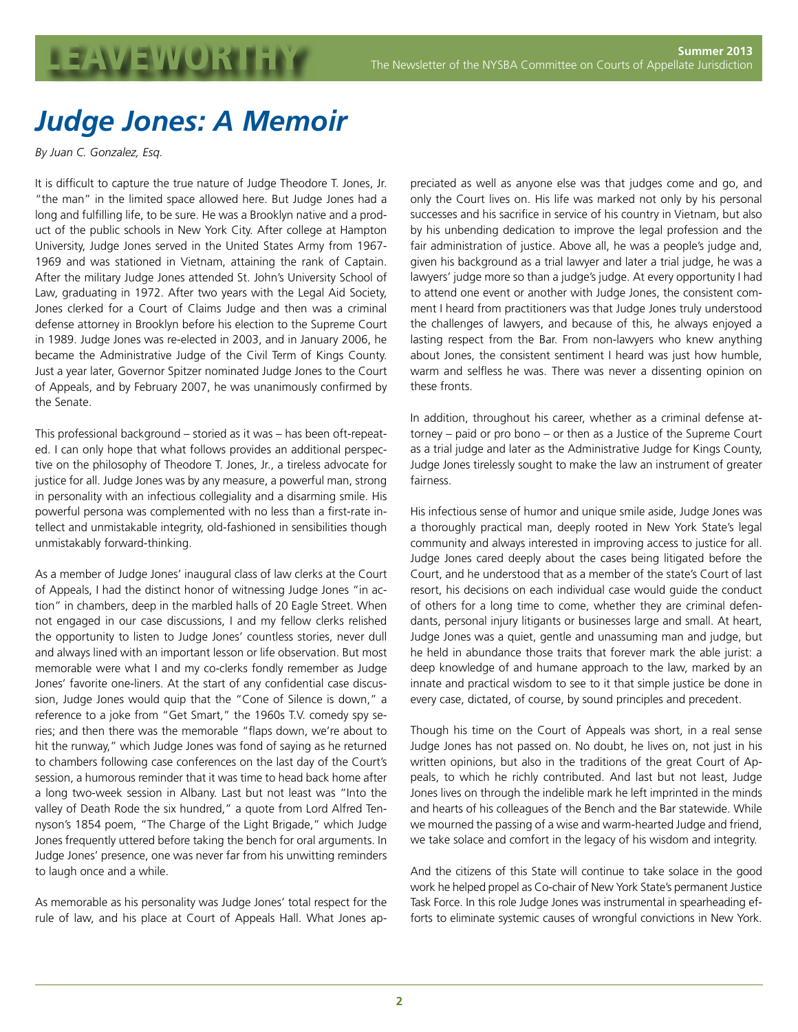# Judge Jones: A Memoir

*By Juan C. Gonzalez, Esq.*

It is difficult to capture the true nature of Judge Theodore T. Jones, Jr. "the man" in the limited space allowed here. But Judge Jones had a long and fulfilling life, to be sure. He was a Brooklyn native and a product of the public schools in New York City. After college at Hampton University, Judge Jones served in the United States Army from 1967-1969 and was stationed in Vietnam, attaining the rank of Captain. After the military Judge Jones attended St. John's University School of Law, graduating in 1972. After two years with the Legal Aid Society, Jones clerked for a Court of Claims Judge and then was a criminal defense attorney in Brooklyn before his election to the Supreme Court in 1989. Judge Jones was re-elected in 2003, and in January 2006, he became the Administrative Judge of the Civil Term of Kings County. Just a year later, Governor Spitzer nominated Judge Jones to the Court of Appeals, and by February 2007, he was unanimously confirmed by the Senate.

This professional background – storied as it was – has been oft-repeated. I can only hope that what follows provides an additional perspective on the philosophy of Theodore T. Jones, Jr., a tireless advocate for justice for all. Judge Jones was by any measure, a powerful man, strong in personality with an infectious collegiality and a disarming smile. His powerful persona was complemented with no less than a first-rate intellect and unmistakable integrity, old-fashioned in sensibilities though unmistakably forward-thinking.

As a member of Judge Jones' inaugural class of law clerks at the Court of Appeals, I had the distinct honor of witnessing Judge Jones "in action" in chambers, deep in the marbled halls of 20 Eagle Street. When not engaged in our case discussions, I and my fellow clerks relished the opportunity to listen to Judge Jones' countless stories, never dull and always lined with an important lesson or life observation. But most memorable were what I and my co-clerks fondly remember as Judge Jones' favorite one-liners. At the start of any confidential case discussion, Judge Jones would quip that the "Cone of Silence is down," a reference to a joke from "Get Smart," the 1960s T.V. comedy spy series; and then there was the memorable "flaps down, we're about to hit the runway," which Judge Jones was fond of saying as he returned to chambers following case conferences on the last day of the Court's session, a humorous reminder that it was time to head back home after a long two-week session in Albany. Last but not least was "Into the valley of Death Rode the six hundred," a quote from Lord Alfred Tennyson's 1854 poem, "The Charge of the Light Brigade," which Judge Jones frequently uttered before taking the bench for oral arguments. In Judge Jones' presence, one was never far from his unwitting reminders to laugh once and a while.

As memorable as his personality was Judge Jones' total respect for the rule of law, and his place at Court of Appeals Hall. What Jones appreciated as well as anyone else was that judges come and go, and only the Court lives on. His life was marked not only by his personal successes and his sacrifice in service of his country in Vietnam, but also by his unbending dedication to improve the legal profession and the fair administration of justice. Above all, he was a people's judge and, given his background as a trial lawyer and later a trial judge, he was a lawyers' judge more so than a judge's judge. At every opportunity I had to attend one event or another with Judge Jones, the consistent comment I heard from practitioners was that Judge Jones truly understood the challenges of lawyers, and because of this, he always enjoyed a lasting respect from the Bar. From non-lawyers who knew anything about Jones, the consistent sentiment I heard was just how humble, warm and selfless he was. There was never a dissenting opinion on these fronts.

In addition, throughout his career, whether as a criminal defense attorney – paid or pro bono – or then as a Justice of the Supreme Court as a trial judge and later as the Administrative Judge for Kings County, Judge Jones tirelessly sought to make the law an instrument of greater fairness.

His infectious sense of humor and unique smile aside, Judge Jones was a thoroughly practical man, deeply rooted in New York State's legal community and always interested in improving access to justice for all. Judge Jones cared deeply about the cases being litigated before the Court, and he understood that as a member of the state's Court of last resort, his decisions on each individual case would guide the conduct of others for a long time to come, whether they are criminal defendants, personal injury litigants or businesses large and small. At heart, Judge Jones was a quiet, gentle and unassuming man and judge, but he held in abundance those traits that forever mark the able jurist: a deep knowledge of and humane approach to the law, marked by an innate and practical wisdom to see to it that simple justice be done in every case, dictated, of course, by sound principles and precedent.

Though his time on the Court of Appeals was short, in a real sense Judge Jones has not passed on. No doubt, he lives on, not just in his written opinions, but also in the traditions of the great Court of Appeals, to which he richly contributed. And last but not least, Judge Jones lives on through the indelible mark he left imprinted in the minds and hearts of his colleagues of the Bench and the Bar statewide. While we mourned the passing of a wise and warm-hearted Judge and friend, we take solace and comfort in the legacy of his wisdom and integrity.

And the citizens of this State will continue to take solace in the good work he helped propel as Co-chair of New York State's permanent Justice Task Force. In this role Judge Jones was instrumental in spearheading efforts to eliminate systemic causes of wrongful convictions in New York.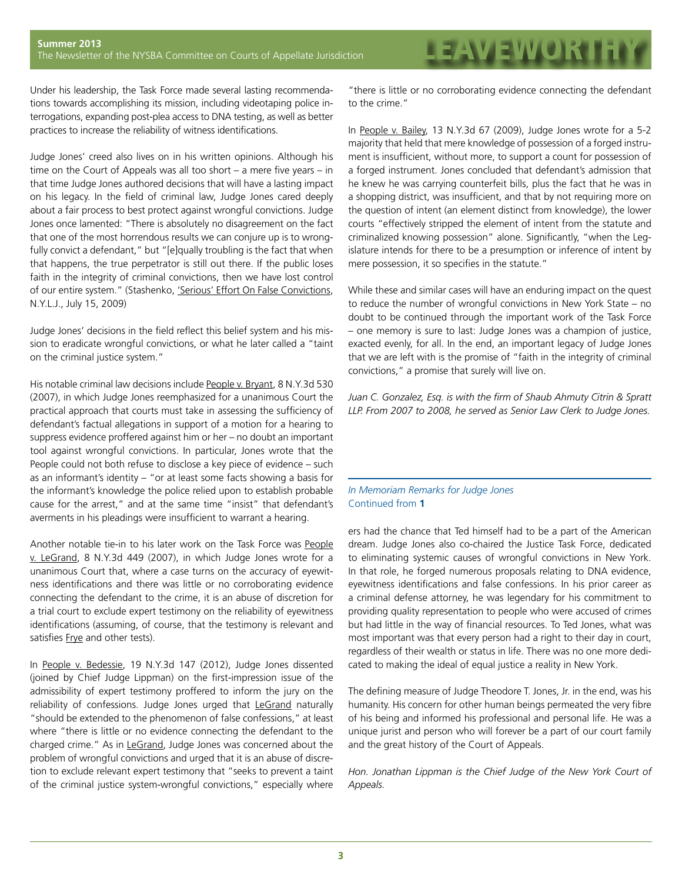Under his leadership, the Task Force made several lasting recommendations towards accomplishing its mission, including videotaping police interrogations, expanding post-plea access to DNA testing, as well as better practices to increase the reliability of witness identifications.

Judge Jones' creed also lives on in his written opinions. Although his time on the Court of Appeals was all too short – a mere five years – in that time Judge Jones authored decisions that will have a lasting impact on his legacy. In the field of criminal law, Judge Jones cared deeply about a fair process to best protect against wrongful convictions. Judge Jones once lamented: "There is absolutely no disagreement on the fact that one of the most horrendous results we can conjure up is to wrongfully convict a defendant," but "[e]qually troubling is the fact that when that happens, the true perpetrator is still out there. If the public loses faith in the integrity of criminal convictions, then we have lost control of our entire system." (Stashenko, 'Serious' Effort On False Convictions, N.Y.L.J., July 15, 2009)

Judge Jones' decisions in the field reflect this belief system and his mission to eradicate wrongful convictions, or what he later called a "taint on the criminal justice system."

His notable criminal law decisions include People v. Bryant, 8 N.Y.3d 530 (2007), in which Judge Jones reemphasized for a unanimous Court the practical approach that courts must take in assessing the sufficiency of defendant's factual allegations in support of a motion for a hearing to suppress evidence proffered against him or her – no doubt an important tool against wrongful convictions. In particular, Jones wrote that the People could not both refuse to disclose a key piece of evidence – such as an informant's identity – "or at least some facts showing a basis for the informant's knowledge the police relied upon to establish probable cause for the arrest," and at the same time "insist" that defendant's averments in his pleadings were insufficient to warrant a hearing.

Another notable tie-in to his later work on the Task Force was People v. LeGrand, 8 N.Y.3d 449 (2007), in which Judge Jones wrote for a unanimous Court that, where a case turns on the accuracy of eyewitness identifications and there was little or no corroborating evidence connecting the defendant to the crime, it is an abuse of discretion for a trial court to exclude expert testimony on the reliability of eyewitness identifications (assuming, of course, that the testimony is relevant and satisfies Frye and other tests).

In People v. Bedessie, 19 N.Y.3d 147 (2012), Judge Jones dissented (joined by Chief Judge Lippman) on the first-impression issue of the admissibility of expert testimony proffered to inform the jury on the reliability of confessions. Judge Jones urged that LeGrand naturally "should be extended to the phenomenon of false confessions," at least where "there is little or no evidence connecting the defendant to the charged crime." As in LeGrand, Judge Jones was concerned about the problem of wrongful convictions and urged that it is an abuse of discretion to exclude relevant expert testimony that "seeks to prevent a taint of the criminal justice system-wrongful convictions," especially where "there is little or no corroborating evidence connecting the defendant to the crime."

In People v. Bailey, 13 N.Y.3d 67 (2009), Judge Jones wrote for a 5-2 majority that held that mere knowledge of possession of a forged instrument is insufficient, without more, to support a count for possession of a forged instrument. Jones concluded that defendant's admission that he knew he was carrying counterfeit bills, plus the fact that he was in a shopping district, was insufficient, and that by not requiring more on the question of intent (an element distinct from knowledge), the lower courts "effectively stripped the element of intent from the statute and criminalized knowing possession" alone. Significantly, "when the Legislature intends for there to be a presumption or inference of intent by mere possession, it so specifies in the statute."

While these and similar cases will have an enduring impact on the quest to reduce the number of wrongful convictions in New York State – no doubt to be continued through the important work of the Task Force – one memory is sure to last: Judge Jones was a champion of justice, exacted evenly, for all. In the end, an important legacy of Judge Jones that we are left with is the promise of "faith in the integrity of criminal convictions," a promise that surely will live on.

*Juan C. Gonzalez, Esq. is with the firm of Shaub Ahmuty Citrin & Spratt LLP. From 2007 to 2008, he served as Senior Law Clerk to Judge Jones.*

---

*In Memoriam Remarks for Judge Jones*
Continued from **1**

ers had the chance that Ted himself had to be a part of the American dream. Judge Jones also co-chaired the Justice Task Force, dedicated to eliminating systemic causes of wrongful convictions in New York. In that role, he forged numerous proposals relating to DNA evidence, eyewitness identifications and false confessions. In his prior career as a criminal defense attorney, he was legendary for his commitment to providing quality representation to people who were accused of crimes but had little in the way of financial resources. To Ted Jones, what was most important was that every person had a right to their day in court, regardless of their wealth or status in life. There was no one more dedicated to making the ideal of equal justice a reality in New York.

The defining measure of Judge Theodore T. Jones, Jr. in the end, was his humanity. His concern for other human beings permeated the very fibre of his being and informed his professional and personal life. He was a unique jurist and person who will forever be a part of our court family and the great history of the Court of Appeals.

*Hon. Jonathan Lippman is the Chief Judge of the New York Court of Appeals.*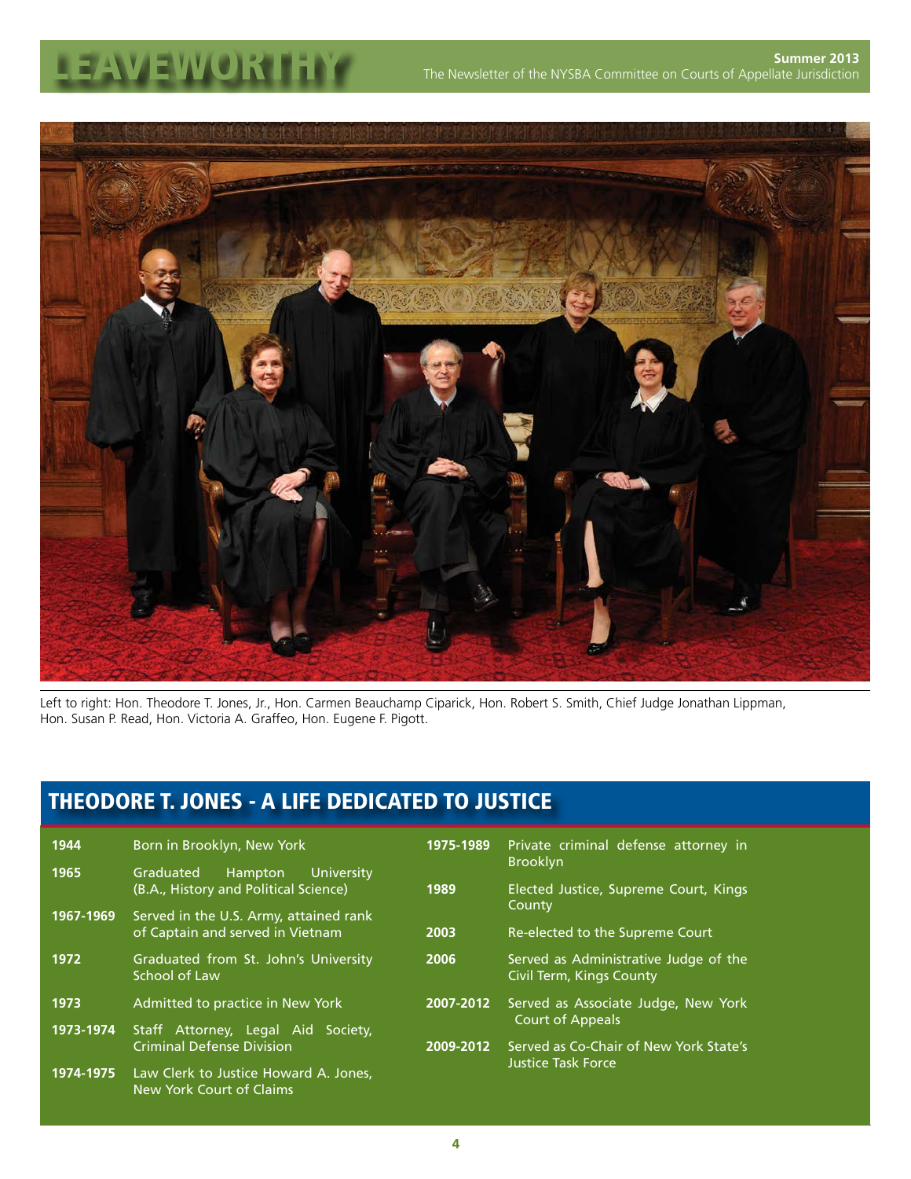Left to right: Hon. Theodore T. Jones, Jr., Hon. Carmen Beauchamp Ciparick, Hon. Robert S. Smith, Chief Judge Jonathan Lippman, Hon. Susan P. Read, Hon. Victoria A. Graffeo, Hon. Eugene F. Pigott.

## THEODORE T. JONES - A LIFE DEDICATED TO JUSTICE

| | |
|---|---|
| **1944** | Born in Brooklyn, New York |
| **1965** | Graduated Hampton University (B.A., History and Political Science) |
| **1967-1969** | Served in the U.S. Army, attained rank of Captain and served in Vietnam |
| **1972** | Graduated from St. John's University School of Law |
| **1973** | Admitted to practice in New York |
| **1973-1974** | Staff Attorney, Legal Aid Society, Criminal Defense Division |
| **1974-1975** | Law Clerk to Justice Howard A. Jones, New York Court of Claims |
| **1975-1989** | Private criminal defense attorney in Brooklyn |
| **1989** | Elected Justice, Supreme Court, Kings County |
| **2003** | Re-elected to the Supreme Court |
| **2006** | Served as Administrative Judge of the Civil Term, Kings County |
| **2007-2012** | Served as Associate Judge, New York Court of Appeals |
| **2009-2012** | Served as Co-Chair of New York State's Justice Task Force |